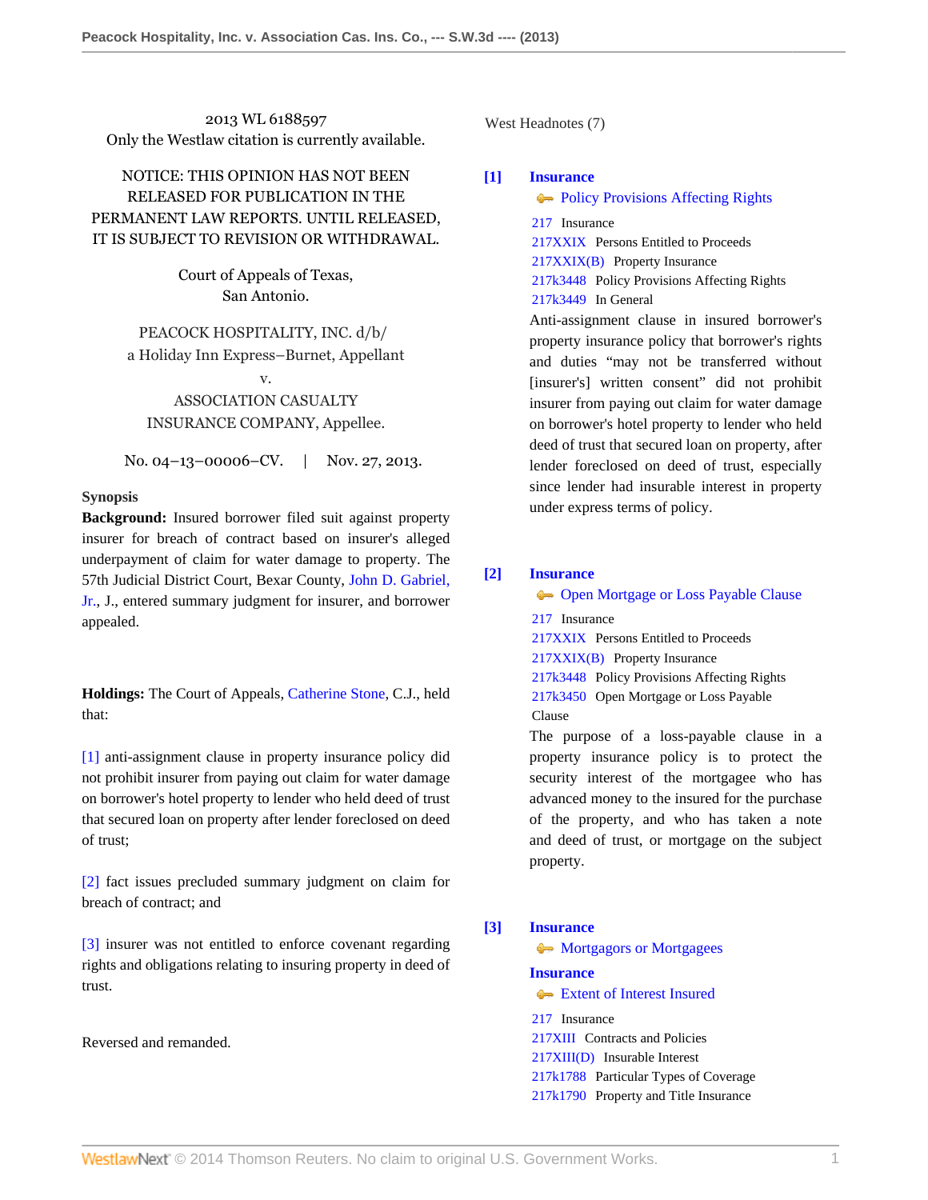2013 WL 6188597
Only the Westlaw citation is currently available.

NOTICE: THIS OPINION HAS NOT BEEN RELEASED FOR PUBLICATION IN THE PERMANENT LAW REPORTS. UNTIL RELEASED, IT IS SUBJECT TO REVISION OR WITHDRAWAL.

Court of Appeals of Texas,
San Antonio.

PEACOCK HOSPITALITY, INC. d/b/a Holiday Inn Express–Burnet, Appellant
v.
ASSOCIATION CASUALTY INSURANCE COMPANY, Appellee.

No. 04–13–00006–CV. | Nov. 27, 2013.

**Synopsis**

**Background:** Insured borrower filed suit against property insurer for breach of contract based on insurer's alleged underpayment of claim for water damage to property. The 57th Judicial District Court, Bexar County, John D. Gabriel, Jr., J., entered summary judgment for insurer, and borrower appealed.

**Holdings:** The Court of Appeals, Catherine Stone, C.J., held that:

[1] anti-assignment clause in property insurance policy did not prohibit insurer from paying out claim for water damage on borrower's hotel property to lender who held deed of trust that secured loan on property after lender foreclosed on deed of trust;

[2] fact issues precluded summary judgment on claim for breach of contract; and

[3] insurer was not entitled to enforce covenant regarding rights and obligations relating to insuring property in deed of trust.

Reversed and remanded.

West Headnotes (7)

**[1] Insurance**
Policy Provisions Affecting Rights

217 Insurance
217XXIX Persons Entitled to Proceeds
217XXIX(B) Property Insurance
217k3448 Policy Provisions Affecting Rights
217k3449 In General

Anti-assignment clause in insured borrower's property insurance policy that borrower's rights and duties "may not be transferred without [insurer's] written consent" did not prohibit insurer from paying out claim for water damage on borrower's hotel property to lender who held deed of trust that secured loan on property, after lender foreclosed on deed of trust, especially since lender had insurable interest in property under express terms of policy.

**[2] Insurance**
Open Mortgage or Loss Payable Clause

217 Insurance
217XXIX Persons Entitled to Proceeds
217XXIX(B) Property Insurance
217k3448 Policy Provisions Affecting Rights
217k3450 Open Mortgage or Loss Payable Clause

The purpose of a loss-payable clause in a property insurance policy is to protect the security interest of the mortgagee who has advanced money to the insured for the purchase of the property, and who has taken a note and deed of trust, or mortgage on the subject property.

**[3] Insurance**
Mortgagors or Mortgagees

**Insurance**
Extent of Interest Insured

217 Insurance
217XIII Contracts and Policies
217XIII(D) Insurable Interest
217k1788 Particular Types of Coverage
217k1790 Property and Title Insurance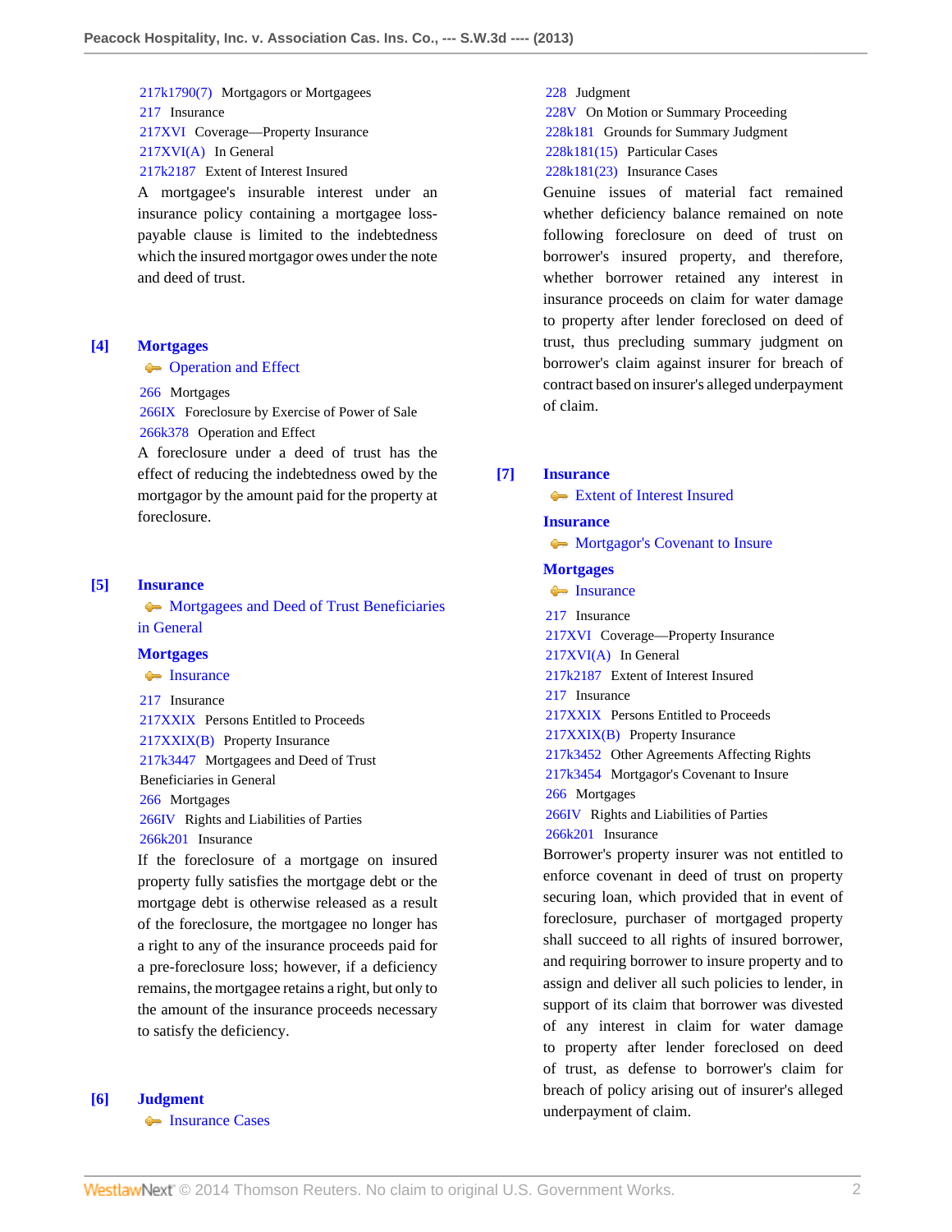217k1790(7) Mortgagors or Mortgagees
217 Insurance
217XVI Coverage—Property Insurance
217XVI(A) In General
217k2187 Extent of Interest Insured

A mortgagee's insurable interest under an insurance policy containing a mortgagee loss-payable clause is limited to the indebtedness which the insured mortgagor owes under the note and deed of trust.

**[4] Mortgages**
Operation and Effect

266 Mortgages
266IX Foreclosure by Exercise of Power of Sale
266k378 Operation and Effect

A foreclosure under a deed of trust has the effect of reducing the indebtedness owed by the mortgagor by the amount paid for the property at foreclosure.

**[5] Insurance**
Mortgagees and Deed of Trust Beneficiaries in General

**Mortgages**
Insurance

217 Insurance
217XXIX Persons Entitled to Proceeds
217XXIX(B) Property Insurance
217k3447 Mortgagees and Deed of Trust Beneficiaries in General
266 Mortgages
266IV Rights and Liabilities of Parties
266k201 Insurance

If the foreclosure of a mortgage on insured property fully satisfies the mortgage debt or the mortgage debt is otherwise released as a result of the foreclosure, the mortgagee no longer has a right to any of the insurance proceeds paid for a pre-foreclosure loss; however, if a deficiency remains, the mortgagee retains a right, but only to the amount of the insurance proceeds necessary to satisfy the deficiency.

**[6] Judgment**
Insurance Cases

228 Judgment
228V On Motion or Summary Proceeding
228k181 Grounds for Summary Judgment
228k181(15) Particular Cases
228k181(23) Insurance Cases

Genuine issues of material fact remained whether deficiency balance remained on note following foreclosure on deed of trust on borrower's insured property, and therefore, whether borrower retained any interest in insurance proceeds on claim for water damage to property after lender foreclosed on deed of trust, thus precluding summary judgment on borrower's claim against insurer for breach of contract based on insurer's alleged underpayment of claim.

**[7] Insurance**
Extent of Interest Insured

**Insurance**
Mortgagor's Covenant to Insure

**Mortgages**
Insurance

217 Insurance
217XVI Coverage—Property Insurance
217XVI(A) In General
217k2187 Extent of Interest Insured
217 Insurance
217XXIX Persons Entitled to Proceeds
217XXIX(B) Property Insurance
217k3452 Other Agreements Affecting Rights
217k3454 Mortgagor's Covenant to Insure
266 Mortgages
266IV Rights and Liabilities of Parties
266k201 Insurance

Borrower's property insurer was not entitled to enforce covenant in deed of trust on property securing loan, which provided that in event of foreclosure, purchaser of mortgaged property shall succeed to all rights of insured borrower, and requiring borrower to insure property and to assign and deliver all such policies to lender, in support of its claim that borrower was divested of any interest in claim for water damage to property after lender foreclosed on deed of trust, as defense to borrower's claim for breach of policy arising out of insurer's alleged underpayment of claim.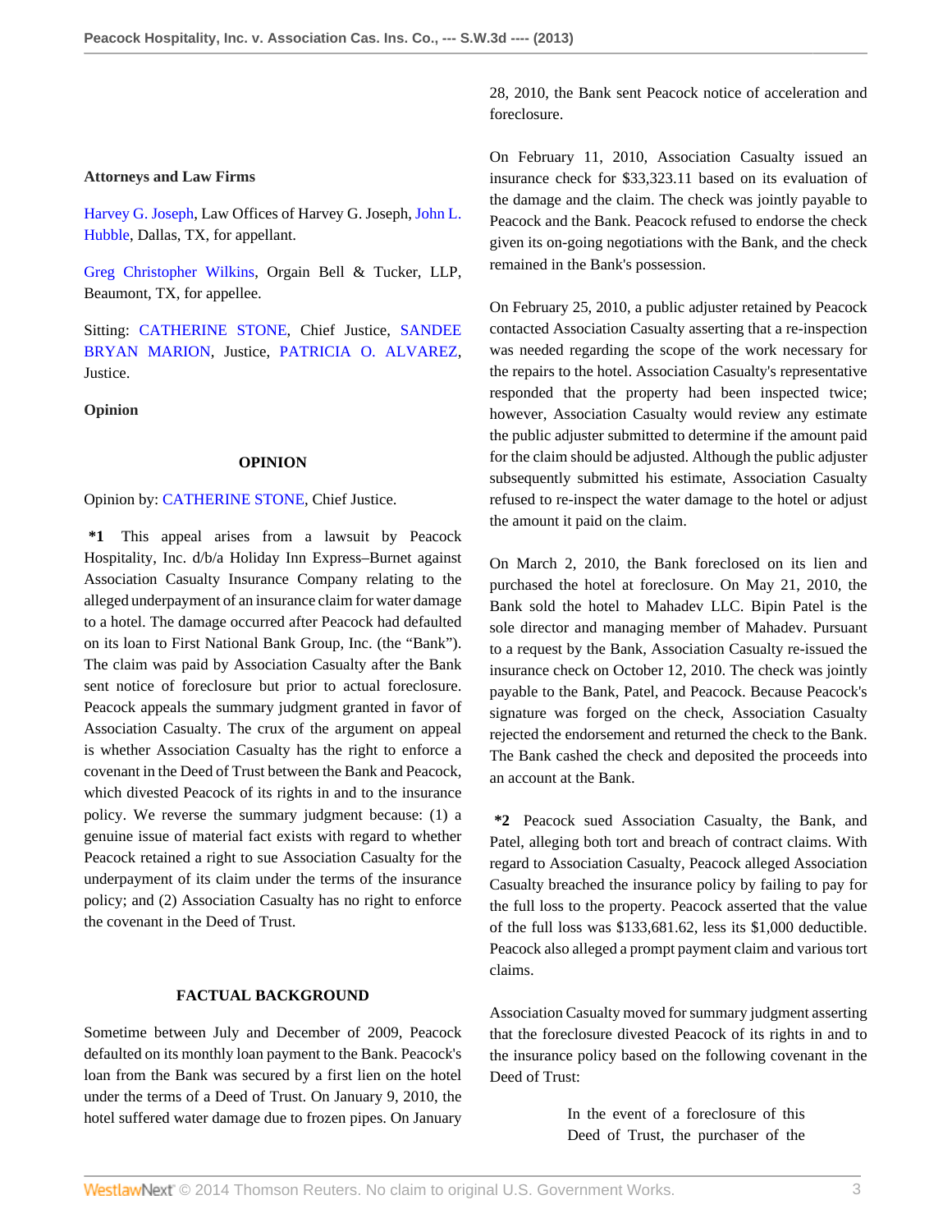## Attorneys and Law Firms

Harvey G. Joseph, Law Offices of Harvey G. Joseph, John L. Hubble, Dallas, TX, for appellant.

Greg Christopher Wilkins, Orgain Bell & Tucker, LLP, Beaumont, TX, for appellee.

Sitting: CATHERINE STONE, Chief Justice, SANDEE BRYAN MARION, Justice, PATRICIA O. ALVAREZ, Justice.

## Opinion

### OPINION

Opinion by: CATHERINE STONE, Chief Justice.

**\*1** This appeal arises from a lawsuit by Peacock Hospitality, Inc. d/b/a Holiday Inn Express–Burnet against Association Casualty Insurance Company relating to the alleged underpayment of an insurance claim for water damage to a hotel. The damage occurred after Peacock had defaulted on its loan to First National Bank Group, Inc. (the "Bank"). The claim was paid by Association Casualty after the Bank sent notice of foreclosure but prior to actual foreclosure. Peacock appeals the summary judgment granted in favor of Association Casualty. The crux of the argument on appeal is whether Association Casualty has the right to enforce a covenant in the Deed of Trust between the Bank and Peacock, which divested Peacock of its rights in and to the insurance policy. We reverse the summary judgment because: (1) a genuine issue of material fact exists with regard to whether Peacock retained a right to sue Association Casualty for the underpayment of its claim under the terms of the insurance policy; and (2) Association Casualty has no right to enforce the covenant in the Deed of Trust.

### FACTUAL BACKGROUND

Sometime between July and December of 2009, Peacock defaulted on its monthly loan payment to the Bank. Peacock's loan from the Bank was secured by a first lien on the hotel under the terms of a Deed of Trust. On January 9, 2010, the hotel suffered water damage due to frozen pipes. On January 28, 2010, the Bank sent Peacock notice of acceleration and foreclosure.

On February 11, 2010, Association Casualty issued an insurance check for $33,323.11 based on its evaluation of the damage and the claim. The check was jointly payable to Peacock and the Bank. Peacock refused to endorse the check given its on-going negotiations with the Bank, and the check remained in the Bank's possession.

On February 25, 2010, a public adjuster retained by Peacock contacted Association Casualty asserting that a re-inspection was needed regarding the scope of the work necessary for the repairs to the hotel. Association Casualty's representative responded that the property had been inspected twice; however, Association Casualty would review any estimate the public adjuster submitted to determine if the amount paid for the claim should be adjusted. Although the public adjuster subsequently submitted his estimate, Association Casualty refused to re-inspect the water damage to the hotel or adjust the amount it paid on the claim.

On March 2, 2010, the Bank foreclosed on its lien and purchased the hotel at foreclosure. On May 21, 2010, the Bank sold the hotel to Mahadev LLC. Bipin Patel is the sole director and managing member of Mahadev. Pursuant to a request by the Bank, Association Casualty re-issued the insurance check on October 12, 2010. The check was jointly payable to the Bank, Patel, and Peacock. Because Peacock's signature was forged on the check, Association Casualty rejected the endorsement and returned the check to the Bank. The Bank cashed the check and deposited the proceeds into an account at the Bank.

**\*2** Peacock sued Association Casualty, the Bank, and Patel, alleging both tort and breach of contract claims. With regard to Association Casualty, Peacock alleged Association Casualty breached the insurance policy by failing to pay for the full loss to the property. Peacock asserted that the value of the full loss was $133,681.62, less its $1,000 deductible. Peacock also alleged a prompt payment claim and various tort claims.

Association Casualty moved for summary judgment asserting that the foreclosure divested Peacock of its rights in and to the insurance policy based on the following covenant in the Deed of Trust:

> In the event of a foreclosure of this Deed of Trust, the purchaser of the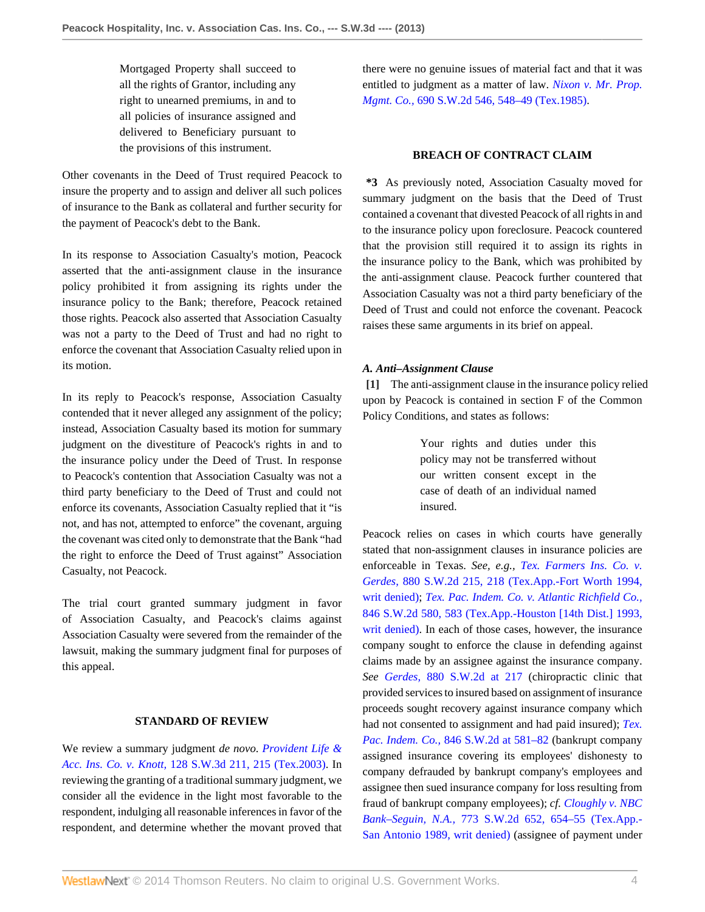> Mortgaged Property shall succeed to all the rights of Grantor, including any right to unearned premiums, in and to all policies of insurance assigned and delivered to Beneficiary pursuant to the provisions of this instrument.

Other covenants in the Deed of Trust required Peacock to insure the property and to assign and deliver all such polices of insurance to the Bank as collateral and further security for the payment of Peacock's debt to the Bank.

In its response to Association Casualty's motion, Peacock asserted that the anti-assignment clause in the insurance policy prohibited it from assigning its rights under the insurance policy to the Bank; therefore, Peacock retained those rights. Peacock also asserted that Association Casualty was not a party to the Deed of Trust and had no right to enforce the covenant that Association Casualty relied upon in its motion.

In its reply to Peacock's response, Association Casualty contended that it never alleged any assignment of the policy; instead, Association Casualty based its motion for summary judgment on the divestiture of Peacock's rights in and to the insurance policy under the Deed of Trust. In response to Peacock's contention that Association Casualty was not a third party beneficiary to the Deed of Trust and could not enforce its covenants, Association Casualty replied that it "is not, and has not, attempted to enforce" the covenant, arguing the covenant was cited only to demonstrate that the Bank "had the right to enforce the Deed of Trust against" Association Casualty, not Peacock.

The trial court granted summary judgment in favor of Association Casualty, and Peacock's claims against Association Casualty were severed from the remainder of the lawsuit, making the summary judgment final for purposes of this appeal.

## STANDARD OF REVIEW

We review a summary judgment *de novo*. *Provident Life & Acc. Ins. Co. v. Knott,* 128 S.W.3d 211, 215 (Tex.2003). In reviewing the granting of a traditional summary judgment, we consider all the evidence in the light most favorable to the respondent, indulging all reasonable inferences in favor of the respondent, and determine whether the movant proved that there were no genuine issues of material fact and that it was entitled to judgment as a matter of law. *Nixon v. Mr. Prop. Mgmt. Co.,* 690 S.W.2d 546, 548–49 (Tex.1985).

## BREACH OF CONTRACT CLAIM

**\*3** As previously noted, Association Casualty moved for summary judgment on the basis that the Deed of Trust contained a covenant that divested Peacock of all rights in and to the insurance policy upon foreclosure. Peacock countered that the provision still required it to assign its rights in the insurance policy to the Bank, which was prohibited by the anti-assignment clause. Peacock further countered that Association Casualty was not a third party beneficiary of the Deed of Trust and could not enforce the covenant. Peacock raises these same arguments in its brief on appeal.

### *A. Anti–Assignment Clause*

**[1]** The anti-assignment clause in the insurance policy relied upon by Peacock is contained in section F of the Common Policy Conditions, and states as follows:

> Your rights and duties under this policy may not be transferred without our written consent except in the case of death of an individual named insured.

Peacock relies on cases in which courts have generally stated that non-assignment clauses in insurance policies are enforceable in Texas. *See, e.g., Tex. Farmers Ins. Co. v. Gerdes,* 880 S.W.2d 215, 218 (Tex.App.-Fort Worth 1994, writ denied); *Tex. Pac. Indem. Co. v. Atlantic Richfield Co.,* 846 S.W.2d 580, 583 (Tex.App.-Houston [14th Dist.] 1993, writ denied). In each of those cases, however, the insurance company sought to enforce the clause in defending against claims made by an assignee against the insurance company. *See Gerdes,* 880 S.W.2d at 217 (chiropractic clinic that provided services to insured based on assignment of insurance proceeds sought recovery against insurance company which had not consented to assignment and had paid insured); *Tex. Pac. Indem. Co.,* 846 S.W.2d at 581–82 (bankrupt company assigned insurance covering its employees' dishonesty to company defrauded by bankrupt company's employees and assignee then sued insurance company for loss resulting from fraud of bankrupt company employees); *cf. Cloughly v. NBC Bank–Seguin, N.A.,* 773 S.W.2d 652, 654–55 (Tex.App.-San Antonio 1989, writ denied) (assignee of payment under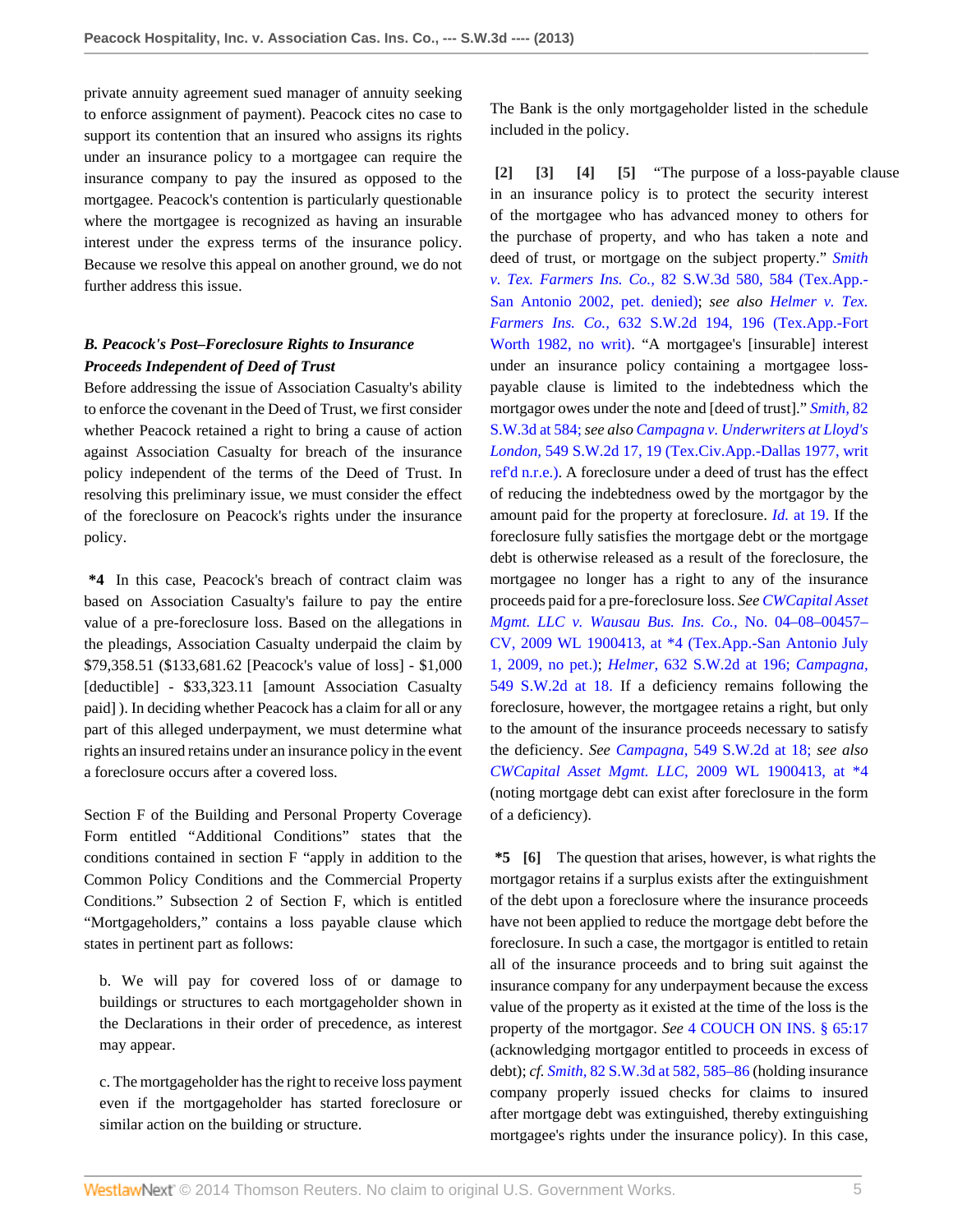private annuity agreement sued manager of annuity seeking to enforce assignment of payment). Peacock cites no case to support its contention that an insured who assigns its rights under an insurance policy to a mortgagee can require the insurance company to pay the insured as opposed to the mortgagee. Peacock's contention is particularly questionable where the mortgagee is recognized as having an insurable interest under the express terms of the insurance policy. Because we resolve this appeal on another ground, we do not further address this issue.

***B. Peacock's Post–Foreclosure Rights to Insurance Proceeds Independent of Deed of Trust***

Before addressing the issue of Association Casualty's ability to enforce the covenant in the Deed of Trust, we first consider whether Peacock retained a right to bring a cause of action against Association Casualty for breach of the insurance policy independent of the terms of the Deed of Trust. In resolving this preliminary issue, we must consider the effect of the foreclosure on Peacock's rights under the insurance policy.

**\*4** In this case, Peacock's breach of contract claim was based on Association Casualty's failure to pay the entire value of a pre-foreclosure loss. Based on the allegations in the pleadings, Association Casualty underpaid the claim by $79,358.51 ($133,681.62 [Peacock's value of loss] - $1,000 [deductible] - $33,323.11 [amount Association Casualty paid] ). In deciding whether Peacock has a claim for all or any part of this alleged underpayment, we must determine what rights an insured retains under an insurance policy in the event a foreclosure occurs after a covered loss.

Section F of the Building and Personal Property Coverage Form entitled "Additional Conditions" states that the conditions contained in section F "apply in addition to the Common Policy Conditions and the Commercial Property Conditions." Subsection 2 of Section F, which is entitled "Mortgageholders," contains a loss payable clause which states in pertinent part as follows:

> b. We will pay for covered loss of or damage to buildings or structures to each mortgageholder shown in the Declarations in their order of precedence, as interest may appear.
>
> c. The mortgageholder has the right to receive loss payment even if the mortgageholder has started foreclosure or similar action on the building or structure.

The Bank is the only mortgageholder listed in the schedule included in the policy.

**[2] [3] [4] [5]** "The purpose of a loss-payable clause in an insurance policy is to protect the security interest of the mortgagee who has advanced money to others for the purchase of property, and who has taken a note and deed of trust, or mortgage on the subject property." *Smith v. Tex. Farmers Ins. Co.,* 82 S.W.3d 580, 584 (Tex.App.-San Antonio 2002, pet. denied); *see also Helmer v. Tex. Farmers Ins. Co.,* 632 S.W.2d 194, 196 (Tex.App.-Fort Worth 1982, no writ). "A mortgagee's [insurable] interest under an insurance policy containing a mortgagee loss-payable clause is limited to the indebtedness which the mortgagor owes under the note and [deed of trust]." *Smith,* 82 S.W.3d at 584; *see also Campagna v. Underwriters at Lloyd's London,* 549 S.W.2d 17, 19 (Tex.Civ.App.-Dallas 1977, writ ref'd n.r.e.). A foreclosure under a deed of trust has the effect of reducing the indebtedness owed by the mortgagor by the amount paid for the property at foreclosure. *Id.* at 19. If the foreclosure fully satisfies the mortgage debt or the mortgage debt is otherwise released as a result of the foreclosure, the mortgagee no longer has a right to any of the insurance proceeds paid for a pre-foreclosure loss. *See CWCapital Asset Mgmt. LLC v. Wausau Bus. Ins. Co.,* No. 04–08–00457–CV, 2009 WL 1900413, at \*4 (Tex.App.-San Antonio July 1, 2009, no pet.); *Helmer,* 632 S.W.2d at 196; *Campagna,* 549 S.W.2d at 18. If a deficiency remains following the foreclosure, however, the mortgagee retains a right, but only to the amount of the insurance proceeds necessary to satisfy the deficiency. *See Campagna,* 549 S.W.2d at 18; *see also CWCapital Asset Mgmt. LLC,* 2009 WL 1900413, at \*4 (noting mortgage debt can exist after foreclosure in the form of a deficiency).

**\*5 [6]** The question that arises, however, is what rights the mortgagor retains if a surplus exists after the extinguishment of the debt upon a foreclosure where the insurance proceeds have not been applied to reduce the mortgage debt before the foreclosure. In such a case, the mortgagor is entitled to retain all of the insurance proceeds and to bring suit against the insurance company for any underpayment because the excess value of the property as it existed at the time of the loss is the property of the mortgagor. *See* 4 COUCH ON INS. § 65:17 (acknowledging mortgagor entitled to proceeds in excess of debt); *cf. Smith,* 82 S.W.3d at 582, 585–86 (holding insurance company properly issued checks for claims to insured after mortgage debt was extinguished, thereby extinguishing mortgagee's rights under the insurance policy). In this case,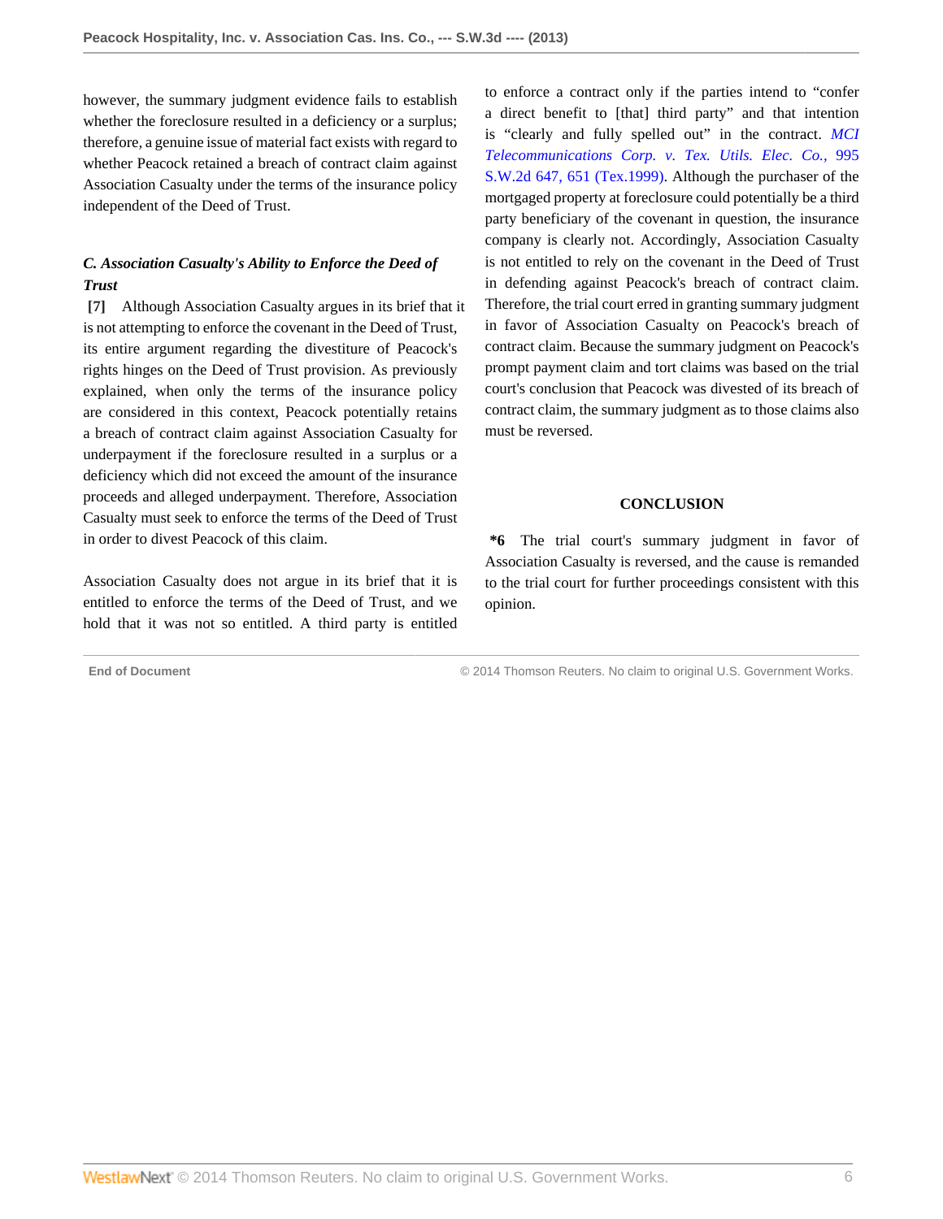however, the summary judgment evidence fails to establish whether the foreclosure resulted in a deficiency or a surplus; therefore, a genuine issue of material fact exists with regard to whether Peacock retained a breach of contract claim against Association Casualty under the terms of the insurance policy independent of the Deed of Trust.

### *C. Association Casualty's Ability to Enforce the Deed of Trust*

**[7]** Although Association Casualty argues in its brief that it is not attempting to enforce the covenant in the Deed of Trust, its entire argument regarding the divestiture of Peacock's rights hinges on the Deed of Trust provision. As previously explained, when only the terms of the insurance policy are considered in this context, Peacock potentially retains a breach of contract claim against Association Casualty for underpayment if the foreclosure resulted in a surplus or a deficiency which did not exceed the amount of the insurance proceeds and alleged underpayment. Therefore, Association Casualty must seek to enforce the terms of the Deed of Trust in order to divest Peacock of this claim.

Association Casualty does not argue in its brief that it is entitled to enforce the terms of the Deed of Trust, and we hold that it was not so entitled. A third party is entitled to enforce a contract only if the parties intend to "confer a direct benefit to [that] third party" and that intention is "clearly and fully spelled out" in the contract. *MCI Telecommunications Corp. v. Tex. Utils. Elec. Co.,* 995 S.W.2d 647, 651 (Tex.1999). Although the purchaser of the mortgaged property at foreclosure could potentially be a third party beneficiary of the covenant in question, the insurance company is clearly not. Accordingly, Association Casualty is not entitled to rely on the covenant in the Deed of Trust in defending against Peacock's breach of contract claim. Therefore, the trial court erred in granting summary judgment in favor of Association Casualty on Peacock's breach of contract claim. Because the summary judgment on Peacock's prompt payment claim and tort claims was based on the trial court's conclusion that Peacock was divested of its breach of contract claim, the summary judgment as to those claims also must be reversed.

## CONCLUSION

**\*6** The trial court's summary judgment in favor of Association Casualty is reversed, and the cause is remanded to the trial court for further proceedings consistent with this opinion.

**End of Document** © 2014 Thomson Reuters. No claim to original U.S. Government Works.